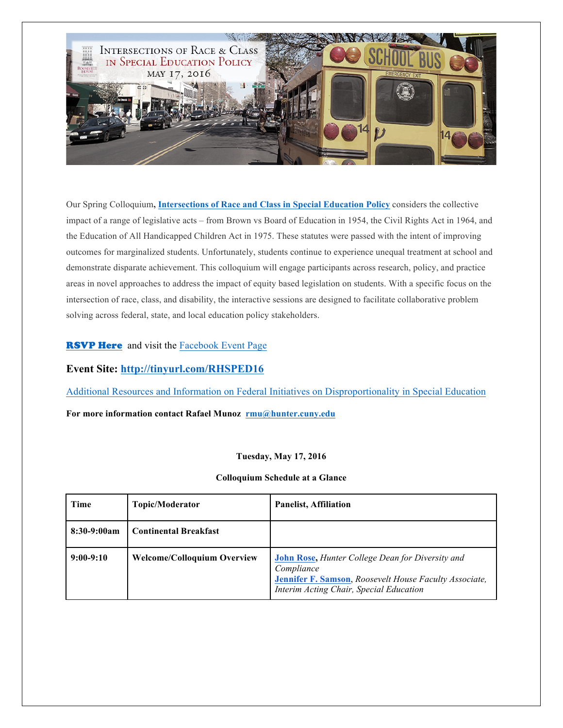# Intersections of Race & Class in Special Education Policy

May 17, 2016

Our Spring Colloquium, **Intersections of Race and Class in Special Education Policy** considers the collective impact of a range of legislative acts – from Brown vs Board of Education in 1954, the Civil Rights Act in 1964, and the Education of All Handicapped Children Act in 1975. These statutes were passed with the intent of improving outcomes for marginalized students. Unfortunately, students continue to experience unequal treatment at school and demonstrate disparate achievement. This colloquium will engage participants across research, policy, and practice areas in novel approaches to address the impact of equity based legislation on students. With a specific focus on the intersection of race, class, and disability, the interactive sessions are designed to facilitate collaborative problem solving across federal, state, and local education policy stakeholders.

**RSVP Here** and visit the Facebook Event Page

**Event Site: http://tinyurl.com/RHSPED16**

Additional Resources and Information on Federal Initiatives on Disproportionality in Special Education

**For more information contact Rafael Munoz rmu@hunter.cuny.edu**

**Tuesday, May 17, 2016**

**Colloquium Schedule at a Glance**

| Time | Topic/Moderator | Panelist, Affiliation |
|---|---|---|
| **8:30-9:00am** | **Continental Breakfast** | |
| **9:00-9:10** | **Welcome/Colloquium Overview** | **John Rose**, *Hunter College Dean for Diversity and Compliance*<br>**Jennifer F. Samson**, *Roosevelt House Faculty Associate, Interim Acting Chair, Special Education* |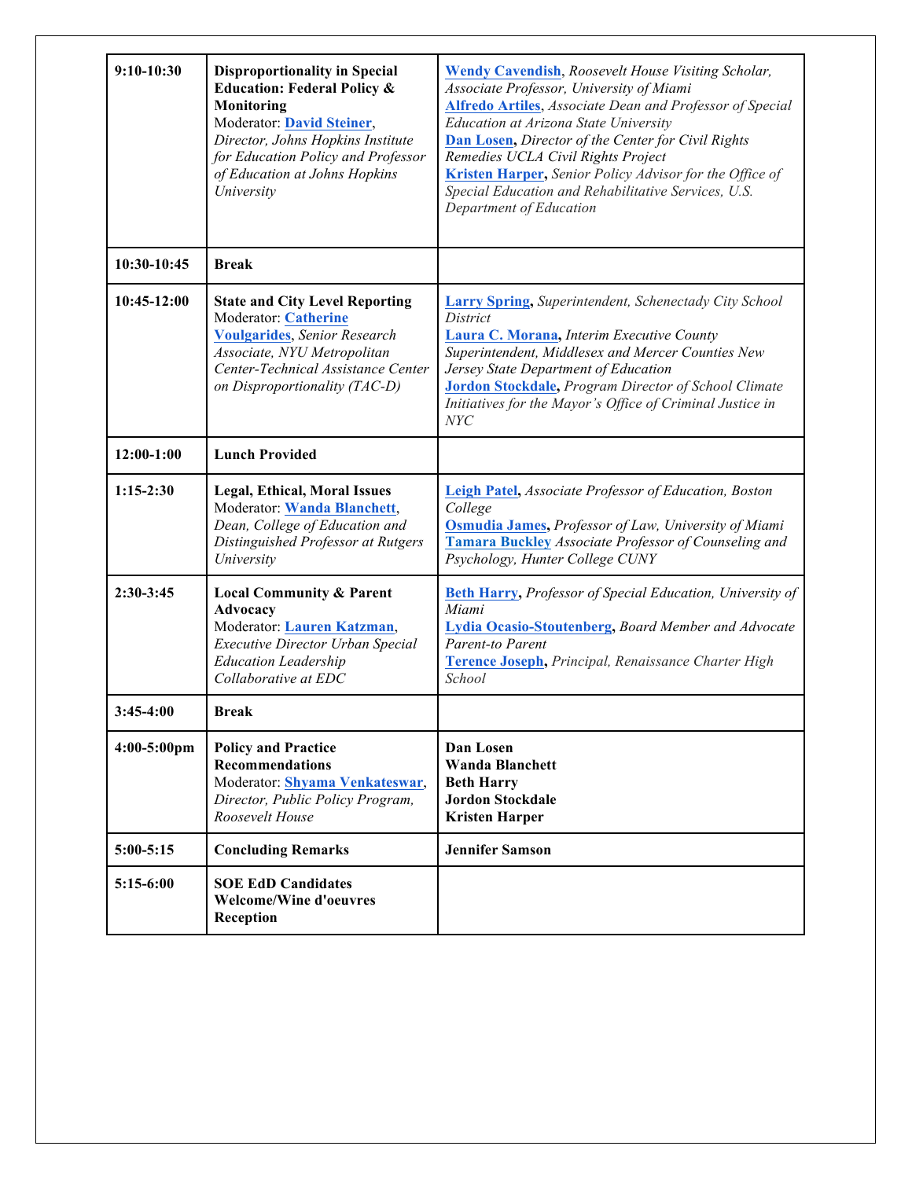| | | |
|---|---|---|
| **9:10-10:30** | **Disproportionality in Special Education: Federal Policy & Monitoring**<br>Moderator: **David Steiner**, *Director, Johns Hopkins Institute for Education Policy and Professor of Education at Johns Hopkins University* | **Wendy Cavendish**, *Roosevelt House Visiting Scholar, Associate Professor, University of Miami*<br>**Alfredo Artiles**, *Associate Dean and Professor of Special Education at Arizona State University*<br>**Dan Losen,** *Director of the Center for Civil Rights Remedies UCLA Civil Rights Project*<br>**Kristen Harper,** *Senior Policy Advisor for the Office of Special Education and Rehabilitative Services, U.S. Department of Education* |
| **10:30-10:45** | **Break** | |
| **10:45-12:00** | **State and City Level Reporting**<br>Moderator: **Catherine Voulgarides**, *Senior Research Associate, NYU Metropolitan Center-Technical Assistance Center on Disproportionality (TAC-D)* | **Larry Spring,** *Superintendent, Schenectady City School District*<br>**Laura C. Morana,** *Interim Executive County Superintendent, Middlesex and Mercer Counties New Jersey State Department of Education*<br>**Jordon Stockdale,** *Program Director of School Climate Initiatives for the Mayor's Office of Criminal Justice in NYC* |
| **12:00-1:00** | **Lunch Provided** | |
| **1:15-2:30** | **Legal, Ethical, Moral Issues**<br>Moderator: **Wanda Blanchett**, *Dean, College of Education and Distinguished Professor at Rutgers University* | **Leigh Patel,** *Associate Professor of Education, Boston College*<br>**Osmudia James,** *Professor of Law, University of Miami*<br>**Tamara Buckley** *Associate Professor of Counseling and Psychology, Hunter College CUNY* |
| **2:30-3:45** | **Local Community & Parent Advocacy**<br>Moderator: **Lauren Katzman**, *Executive Director Urban Special Education Leadership Collaborative at EDC* | **Beth Harry,** *Professor of Special Education, University of Miami*<br>**Lydia Ocasio-Stoutenberg,** *Board Member and Advocate Parent-to Parent*<br>**Terence Joseph,** *Principal, Renaissance Charter High School* |
| **3:45-4:00** | **Break** | |
| **4:00-5:00pm** | **Policy and Practice Recommendations**<br>Moderator: **Shyama Venkateswar**, *Director, Public Policy Program, Roosevelt House* | **Dan Losen**<br>**Wanda Blanchett**<br>**Beth Harry**<br>**Jordon Stockdale**<br>**Kristen Harper** |
| **5:00-5:15** | **Concluding Remarks** | **Jennifer Samson** |
| **5:15-6:00** | **SOE EdD Candidates Welcome/Wine d'oeuvres Reception** | |